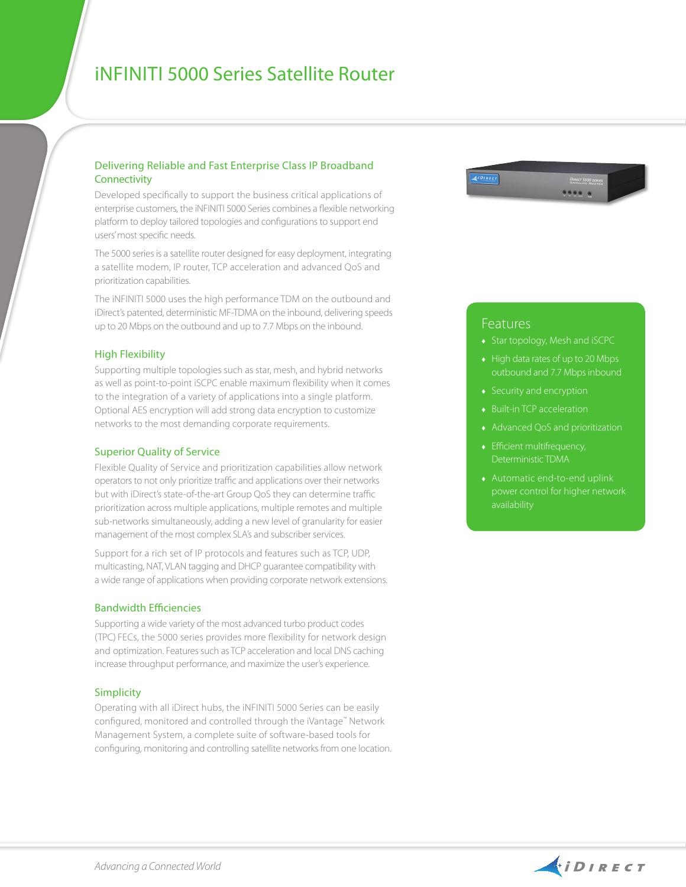# iNFINITI 5000 Series Satellite Router

## Delivering Reliable and Fast Enterprise Class IP Broadband Connectivity

Developed specifically to support the business critical applications of enterprise customers, the iNFINITI 5000 Series combines a flexible networking platform to deploy tailored topologies and configurations to support end users' most specific needs.

The 5000 series is a satellite router designed for easy deployment, integrating a satellite modem, IP router, TCP acceleration and advanced QoS and prioritization capabilities.

The iNFINITI 5000 uses the high performance TDM on the outbound and iDirect's patented, deterministic MF-TDMA on the inbound, delivering speeds up to 20 Mbps on the outbound and up to 7.7 Mbps on the inbound.

## High Flexibility

Supporting multiple topologies such as star, mesh, and hybrid networks as well as point-to-point iSCPC enable maximum flexibility when it comes to the integration of a variety of applications into a single platform. Optional AES encryption will add strong data encryption to customize networks to the most demanding corporate requirements.

## Superior Quality of Service

Flexible Quality of Service and prioritization capabilities allow network operators to not only prioritize traffic and applications over their networks but with iDirect's state-of-the-art Group QoS they can determine traffic prioritization across multiple applications, multiple remotes and multiple sub-networks simultaneously, adding a new level of granularity for easier management of the most complex SLA's and subscriber services.

Support for a rich set of IP protocols and features such as TCP, UDP, multicasting, NAT, VLAN tagging and DHCP guarantee compatibility with a wide range of applications when providing corporate network extensions.

## Bandwidth Efficiencies

Supporting a wide variety of the most advanced turbo product codes (TPC) FECs, the 5000 series provides more flexibility for network design and optimization. Features such as TCP acceleration and local DNS caching increase throughput performance, and maximize the user's experience.

## Simplicity

Operating with all iDirect hubs, the iNFINITI 5000 Series can be easily configured, monitored and controlled through the iVantage™ Network Management System, a complete suite of software-based tools for configuring, monitoring and controlling satellite networks from one location.

## Features

- Star topology, Mesh and iSCPC
- High data rates of up to 20 Mbps outbound and 7.7 Mbps inbound
- Security and encryption
- Built-in TCP acceleration
- Advanced QoS and prioritization
- Efficient multifrequency, Deterministic TDMA
- Automatic end-to-end uplink power control for higher network availability

*Advancing a Connected World*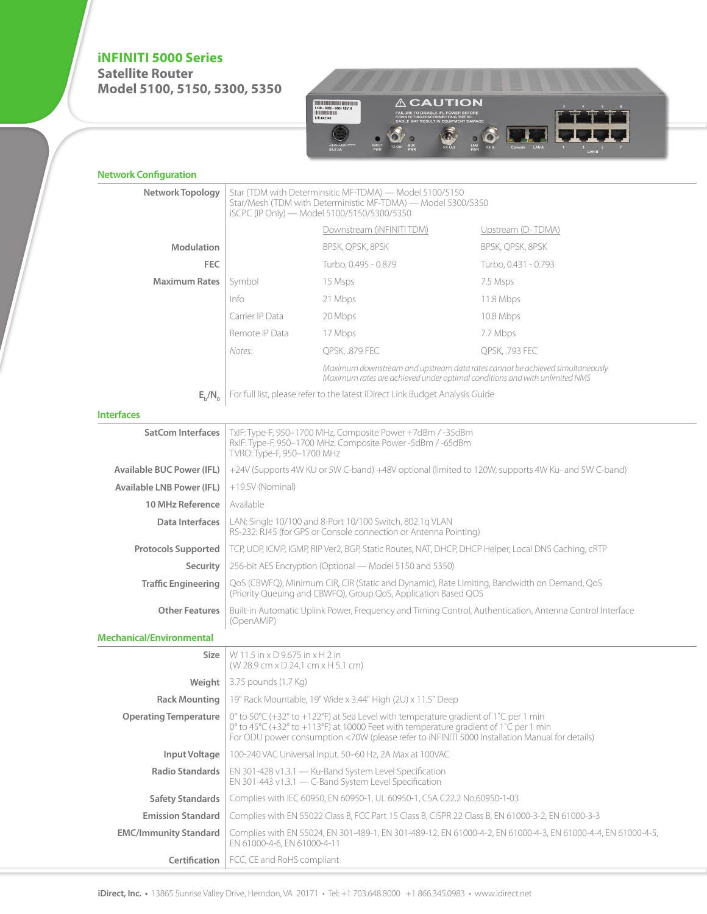# iNFINITI 5000 Series
## Satellite Router
## Model 5100, 5150, 5300, 5350

### Network Configuration

| | | | |
|---|---|---|---|
| **Network Topology** | Star (TDM with Determinsitic MF-TDMA) — Model 5100/5150<br>Star/Mesh (TDM with Deterministic MF-TDMA) — Model 5300/5350<br>iSCPC (IP Only) — Model 5100/5150/5300/5350 | | |
| | | Downstream (iNFINITI TDM) | Upstream (D-TDMA) |
| **Modulation** | | BPSK, QPSK, 8PSK | BPSK, QPSK, 8PSK |
| **FEC** | | Turbo, 0.495 - 0.879 | Turbo, 0.431 - 0.793 |
| **Maximum Rates** | Symbol | 15 Msps | 7.5 Msps |
| | Info | 21 Mbps | 11.8 Mbps |
| | Carrier IP Data | 20 Mbps | 10.8 Mbps |
| | Remote IP Data | 17 Mbps | 7.7 Mbps |
| | *Notes:* | QPSK, .879 FEC | QPSK, .793 FEC |
| | | *Maximum downstream and upstream data rates cannot be achieved simultaneously*<br>*Maximum rates are achieved under optimal conditions and with unlimited NMS* | |
| **$E_b/N_0$** | For full list, please refer to the latest iDirect Link Budget Analysis Guide | | |

### Interfaces

| | |
|---|---|
| **SatCom Interfaces** | TxIF: Type-F, 950–1700 MHz, Composite Power +7dBm / -35dBm<br>RxIF: Type-F, 950–1700 MHz, Composite Power -5dBm / -65dBm<br>TVRO: Type-F, 950–1700 MHz |
| **Available BUC Power (IFL)** | +24V (Supports 4W KU or 5W C-band) +48V optional (limited to 120W, supports 4W Ku- and 5W C-band) |
| **Available LNB Power (IFL)** | +19.5V (Nominal) |
| **10 MHz Reference** | Available |
| **Data Interfaces** | LAN: Single 10/100 and 8-Port 10/100 Switch, 802.1q VLAN<br>RS-232: RJ45 (for GPS or Console connection or Antenna Pointing) |
| **Protocols Supported** | TCP, UDP, ICMP, IGMP, RIP Ver2, BGP, Static Routes, NAT, DHCP, DHCP Helper, Local DNS Caching, cRTP |
| **Security** | 256-bit AES Encryption (Optional — Model 5150 and 5350) |
| **Traffic Engineering** | QoS (CBWFQ), Minimum CIR, CIR (Static and Dynamic), Rate Limiting, Bandwidth on Demand, QoS (Priority Queuing and CBWFQ), Group QoS, Application Based QOS |
| **Other Features** | Built-in Automatic Uplink Power, Frequency and Timing Control, Authentication, Antenna Control Interface (OpenAMIP) |

### Mechanical/Environmental

| | |
|---|---|
| **Size** | W 11.5 in x D 9.675 in x H 2 in<br>(W 28.9 cm x D 24.1 cm x H 5.1 cm) |
| **Weight** | 3.75 pounds (1.7 Kg) |
| **Rack Mounting** | 19" Rack Mountable, 19" Wide x 3.44" High (2U) x 11.5" Deep |
| **Operating Temperature** | 0° to 50°C (+32° to +122°F) at Sea Level with temperature gradient of 1°C per 1 min<br>0° to 45°C (+32° to +113°F) at 10000 Feet with temperature gradient of 1°C per 1 min<br>For ODU power consumption <70W (please refer to iNFINITI 5000 Installation Manual for details) |
| **Input Voltage** | 100-240 VAC Universal Input, 50–60 Hz, 2A Max at 100VAC |
| **Radio Standards** | EN 301-428 v1.3.1 — Ku-Band System Level Specification<br>EN 301-443 v1.3.1 — C-Band System Level Specification |
| **Safety Standards** | Complies with IEC 60950, EN 60950-1, UL 60950-1, CSA C22.2 No.60950-1-03 |
| **Emission Standard** | Complies with EN 55022 Class B, FCC Part 15 Class B, CISPR 22 Class B, EN 61000-3-2, EN 61000-3-3 |
| **EMC/Immunity Standard** | Complies with EN 55024, EN 301-489-1, EN 301-489-12, EN 61000-4-2, EN 61000-4-3, EN 61000-4-4, EN 61000-4-5, EN 61000-4-6, EN 61000-4-11 |
| **Certification** | FCC, CE and RoHS compliant |

**iDirect, Inc.** • 13865 Sunrise Valley Drive, Herndon, VA 20171 • Tel: +1 703.648.8000 +1 866.345.0983 • www.idirect.net